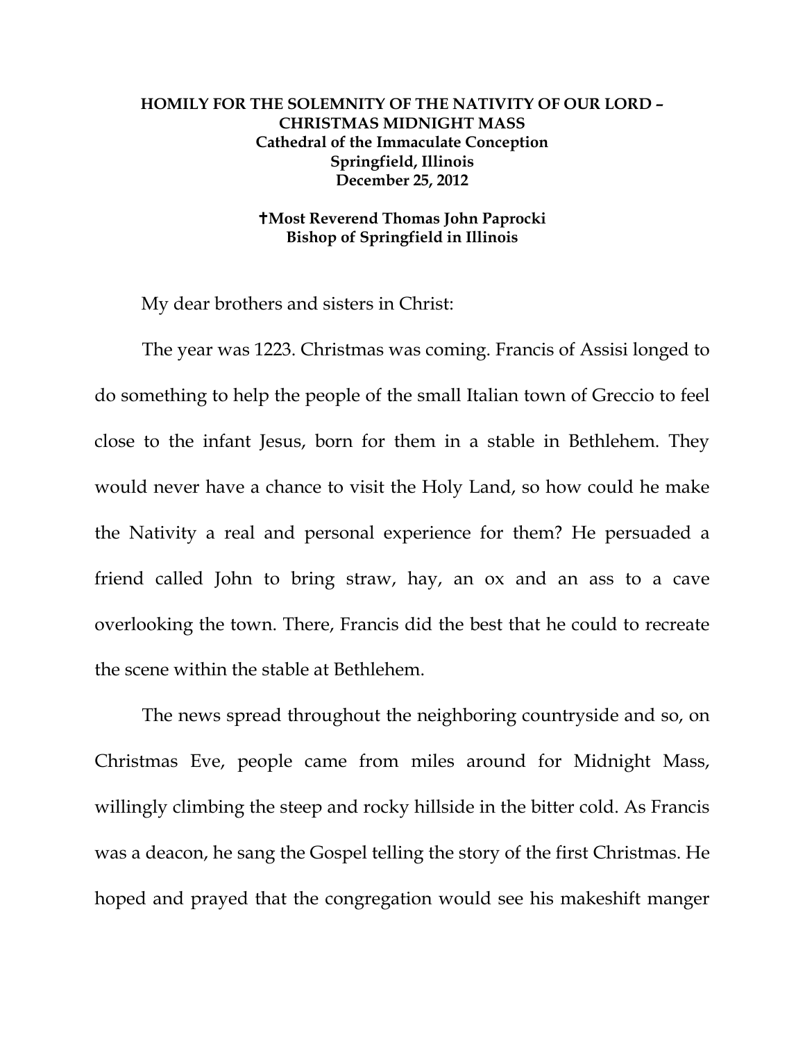**HOMILY FOR THE SOLEMNITY OF THE NATIVITY OF OUR LORD – CHRISTMAS MIDNIGHT MASS**
**Cathedral of the Immaculate Conception**
**Springfield, Illinois**
**December 25, 2012**

**✝Most Reverend Thomas John Paprocki**
**Bishop of Springfield in Illinois**

My dear brothers and sisters in Christ:

The year was 1223. Christmas was coming. Francis of Assisi longed to do something to help the people of the small Italian town of Greccio to feel close to the infant Jesus, born for them in a stable in Bethlehem. They would never have a chance to visit the Holy Land, so how could he make the Nativity a real and personal experience for them? He persuaded a friend called John to bring straw, hay, an ox and an ass to a cave overlooking the town. There, Francis did the best that he could to recreate the scene within the stable at Bethlehem.

The news spread throughout the neighboring countryside and so, on Christmas Eve, people came from miles around for Midnight Mass, willingly climbing the steep and rocky hillside in the bitter cold. As Francis was a deacon, he sang the Gospel telling the story of the first Christmas. He hoped and prayed that the congregation would see his makeshift manger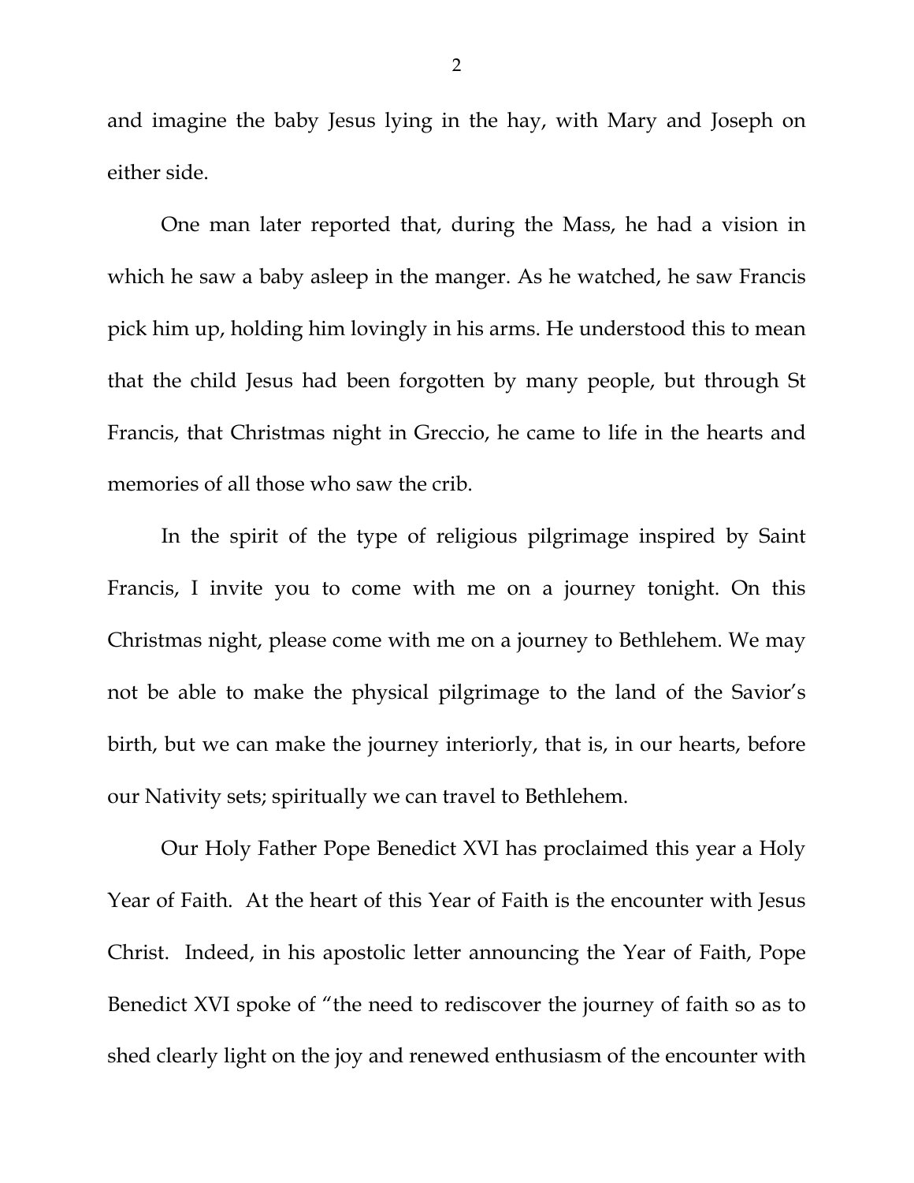and imagine the baby Jesus lying in the hay, with Mary and Joseph on either side.

One man later reported that, during the Mass, he had a vision in which he saw a baby asleep in the manger. As he watched, he saw Francis pick him up, holding him lovingly in his arms. He understood this to mean that the child Jesus had been forgotten by many people, but through St Francis, that Christmas night in Greccio, he came to life in the hearts and memories of all those who saw the crib.

In the spirit of the type of religious pilgrimage inspired by Saint Francis, I invite you to come with me on a journey tonight. On this Christmas night, please come with me on a journey to Bethlehem. We may not be able to make the physical pilgrimage to the land of the Savior's birth, but we can make the journey interiorly, that is, in our hearts, before our Nativity sets; spiritually we can travel to Bethlehem.

Our Holy Father Pope Benedict XVI has proclaimed this year a Holy Year of Faith. At the heart of this Year of Faith is the encounter with Jesus Christ. Indeed, in his apostolic letter announcing the Year of Faith, Pope Benedict XVI spoke of "the need to rediscover the journey of faith so as to shed clearly light on the joy and renewed enthusiasm of the encounter with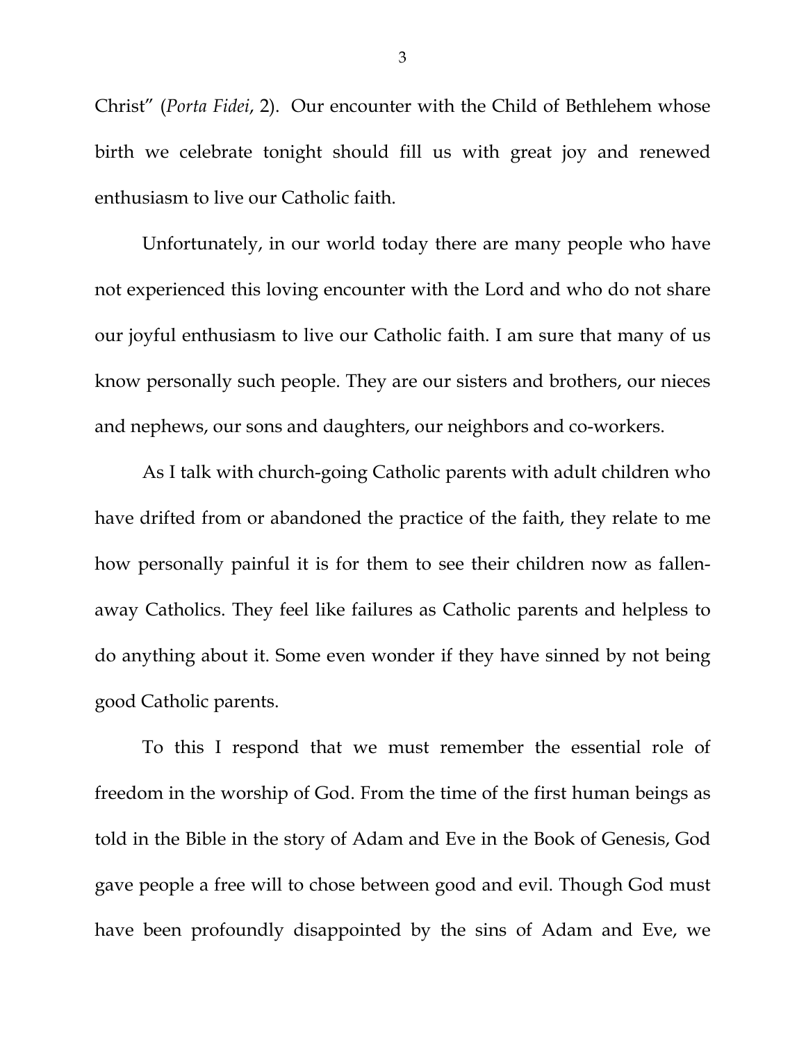Christ" (*Porta Fidei*, 2). Our encounter with the Child of Bethlehem whose birth we celebrate tonight should fill us with great joy and renewed enthusiasm to live our Catholic faith.

Unfortunately, in our world today there are many people who have not experienced this loving encounter with the Lord and who do not share our joyful enthusiasm to live our Catholic faith. I am sure that many of us know personally such people. They are our sisters and brothers, our nieces and nephews, our sons and daughters, our neighbors and co-workers.

As I talk with church-going Catholic parents with adult children who have drifted from or abandoned the practice of the faith, they relate to me how personally painful it is for them to see their children now as fallen-away Catholics. They feel like failures as Catholic parents and helpless to do anything about it. Some even wonder if they have sinned by not being good Catholic parents.

To this I respond that we must remember the essential role of freedom in the worship of God. From the time of the first human beings as told in the Bible in the story of Adam and Eve in the Book of Genesis, God gave people a free will to chose between good and evil. Though God must have been profoundly disappointed by the sins of Adam and Eve, we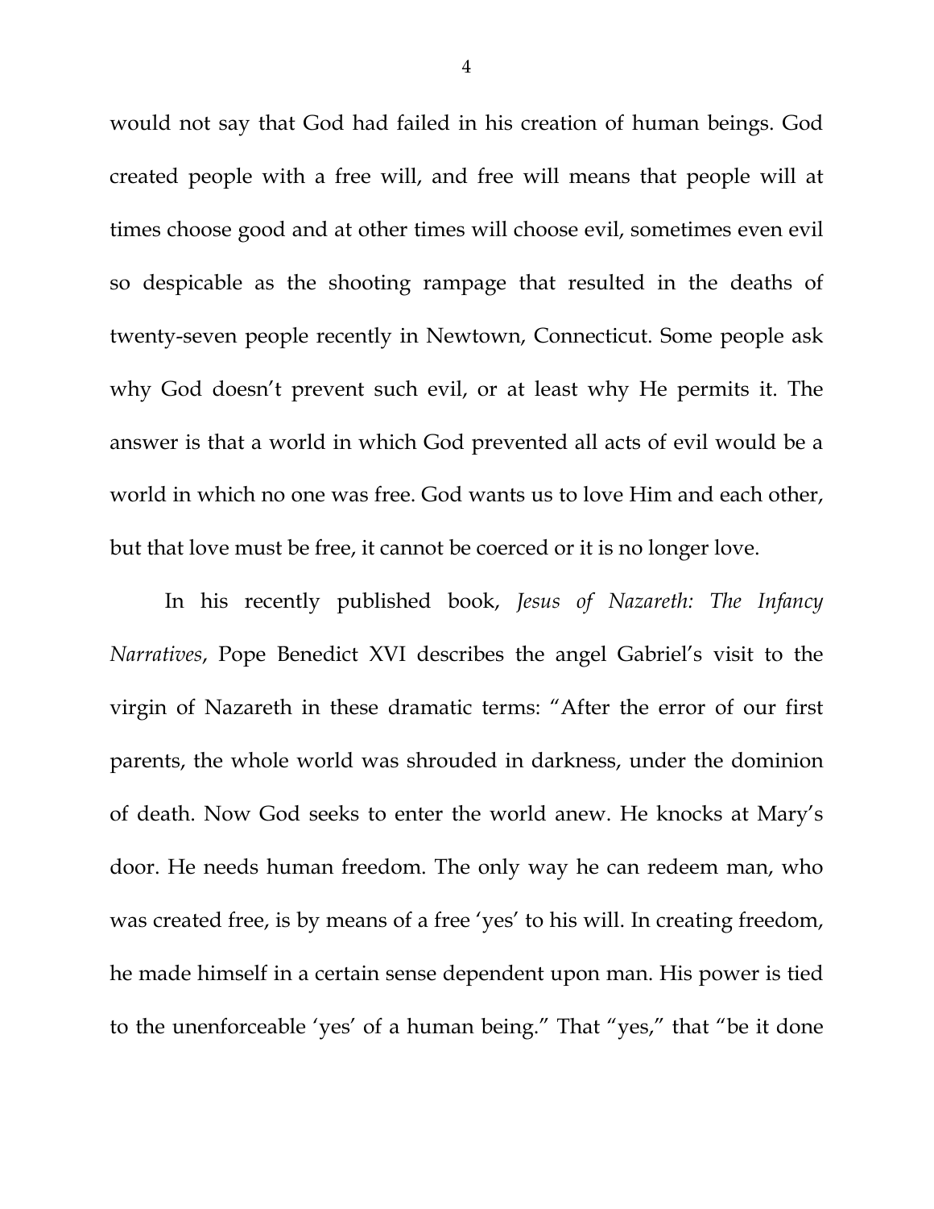would not say that God had failed in his creation of human beings. God created people with a free will, and free will means that people will at times choose good and at other times will choose evil, sometimes even evil so despicable as the shooting rampage that resulted in the deaths of twenty-seven people recently in Newtown, Connecticut. Some people ask why God doesn't prevent such evil, or at least why He permits it. The answer is that a world in which God prevented all acts of evil would be a world in which no one was free. God wants us to love Him and each other, but that love must be free, it cannot be coerced or it is no longer love.

In his recently published book, *Jesus of Nazareth: The Infancy Narratives*, Pope Benedict XVI describes the angel Gabriel's visit to the virgin of Nazareth in these dramatic terms: "After the error of our first parents, the whole world was shrouded in darkness, under the dominion of death. Now God seeks to enter the world anew. He knocks at Mary's door. He needs human freedom. The only way he can redeem man, who was created free, is by means of a free 'yes' to his will. In creating freedom, he made himself in a certain sense dependent upon man. His power is tied to the unenforceable 'yes' of a human being." That "yes," that "be it done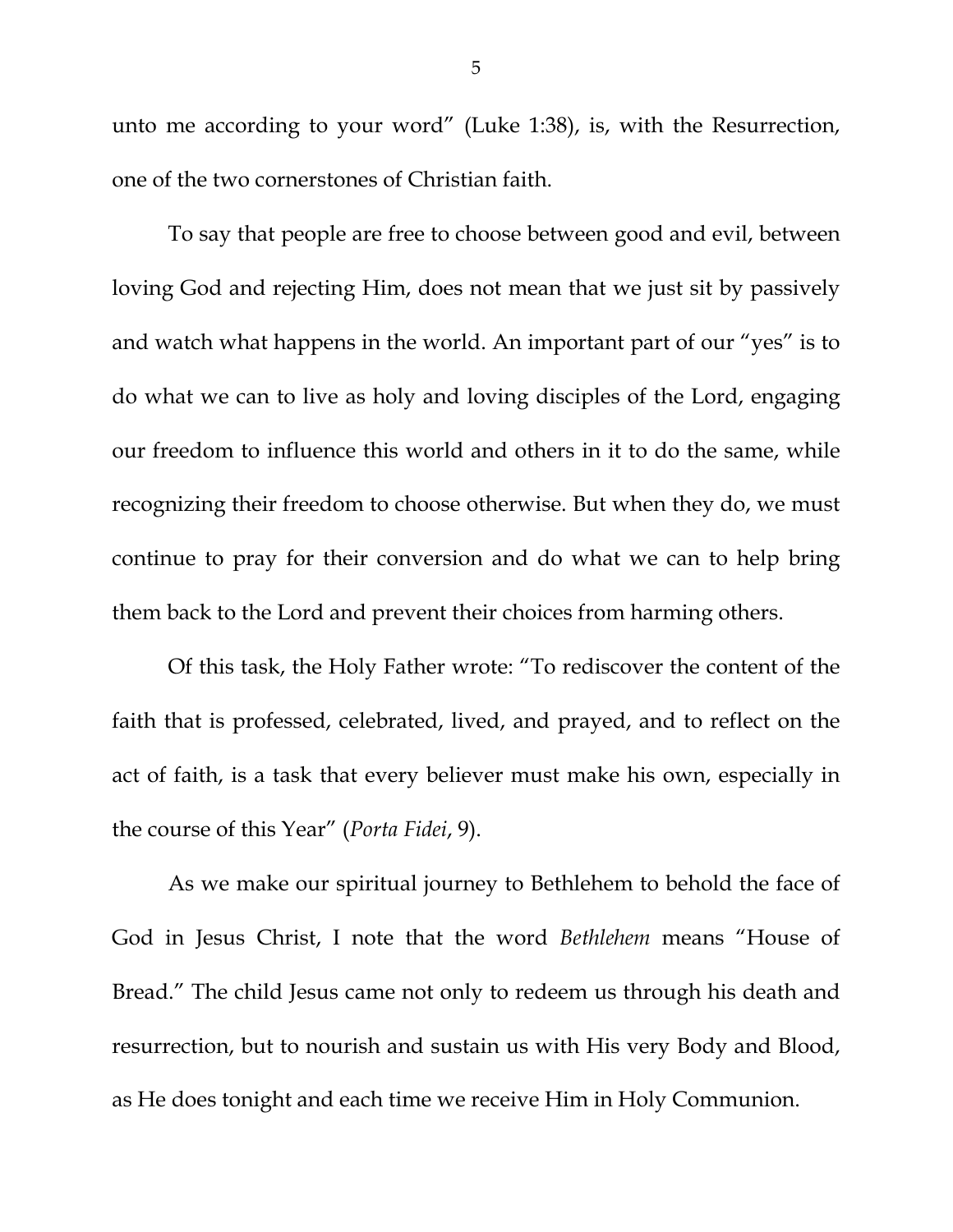unto me according to your word" (Luke 1:38), is, with the Resurrection, one of the two cornerstones of Christian faith.

To say that people are free to choose between good and evil, between loving God and rejecting Him, does not mean that we just sit by passively and watch what happens in the world. An important part of our "yes" is to do what we can to live as holy and loving disciples of the Lord, engaging our freedom to influence this world and others in it to do the same, while recognizing their freedom to choose otherwise. But when they do, we must continue to pray for their conversion and do what we can to help bring them back to the Lord and prevent their choices from harming others.

Of this task, the Holy Father wrote: "To rediscover the content of the faith that is professed, celebrated, lived, and prayed, and to reflect on the act of faith, is a task that every believer must make his own, especially in the course of this Year" (*Porta Fidei*, 9).

As we make our spiritual journey to Bethlehem to behold the face of God in Jesus Christ, I note that the word *Bethlehem* means "House of Bread." The child Jesus came not only to redeem us through his death and resurrection, but to nourish and sustain us with His very Body and Blood, as He does tonight and each time we receive Him in Holy Communion.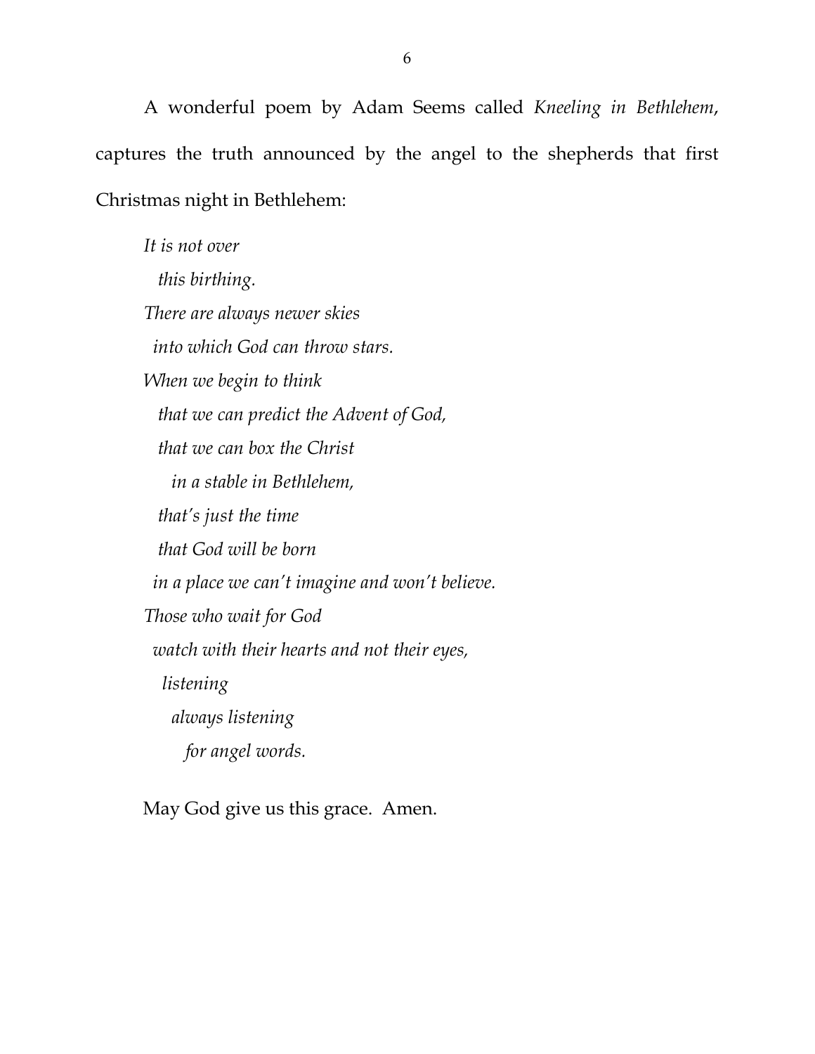A wonderful poem by Adam Seems called *Kneeling in Bethlehem*, captures the truth announced by the angel to the shepherds that first Christmas night in Bethlehem:

*It is not over*  
&nbsp;&nbsp;*this birthing.*  
*There are always newer skies*  
&nbsp;&nbsp;*into which God can throw stars.*  
*When we begin to think*  
&nbsp;&nbsp;*that we can predict the Advent of God,*  
&nbsp;&nbsp;*that we can box the Christ*  
&nbsp;&nbsp;&nbsp;&nbsp;*in a stable in Bethlehem,*  
&nbsp;&nbsp;*that's just the time*  
&nbsp;&nbsp;*that God will be born*  
&nbsp;&nbsp;*in a place we can't imagine and won't believe.*  
*Those who wait for God*  
&nbsp;&nbsp;*watch with their hearts and not their eyes,*  
&nbsp;&nbsp;&nbsp;&nbsp;*listening*  
&nbsp;&nbsp;&nbsp;&nbsp;&nbsp;&nbsp;*always listening*  
&nbsp;&nbsp;&nbsp;&nbsp;&nbsp;&nbsp;&nbsp;&nbsp;*for angel words.*

May God give us this grace. Amen.